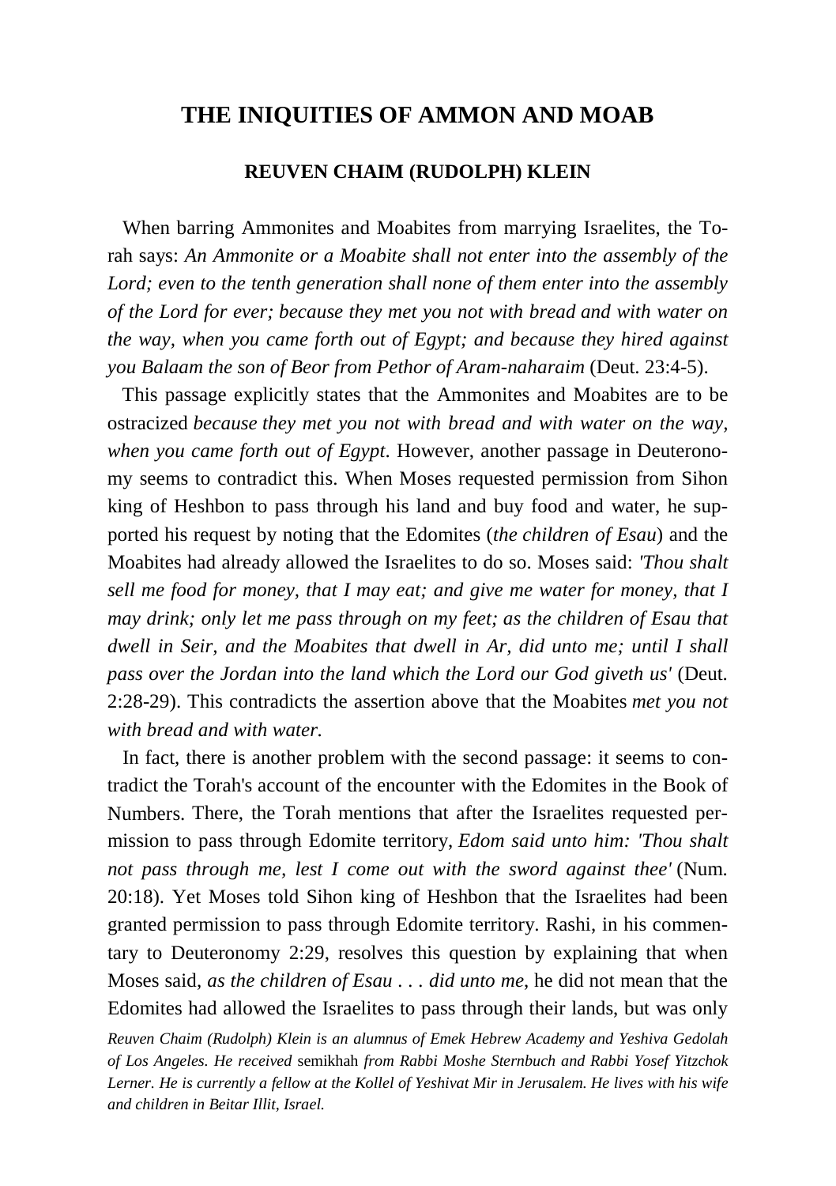# THE INIQUITIES OF AMMON AND MOAB

### REUVEN CHAIM (RUDOLPH) KLEIN

When barring Ammonites and Moabites from marrying Israelites, the Torah says: *An Ammonite or a Moabite shall not enter into the assembly of the Lord; even to the tenth generation shall none of them enter into the assembly of the Lord for ever; because they met you not with bread and with water on the way, when you came forth out of Egypt; and because they hired against you Balaam the son of Beor from Pethor of Aram-naharaim* (Deut. 23:4-5).

This passage explicitly states that the Ammonites and Moabites are to be ostracized *because they met you not with bread and with water on the way, when you came forth out of Egypt*. However, another passage in Deuteronomy seems to contradict this. When Moses requested permission from Sihon king of Heshbon to pass through his land and buy food and water, he supported his request by noting that the Edomites (*the children of Esau*) and the Moabites had already allowed the Israelites to do so. Moses said: *'Thou shalt sell me food for money, that I may eat; and give me water for money, that I may drink; only let me pass through on my feet; as the children of Esau that dwell in Seir, and the Moabites that dwell in Ar, did unto me; until I shall pass over the Jordan into the land which the Lord our God giveth us'* (Deut. 2:28-29). This contradicts the assertion above that the Moabites *met you not with bread and with water.*

In fact, there is another problem with the second passage: it seems to contradict the Torah's account of the encounter with the Edomites in the Book of Numbers. There, the Torah mentions that after the Israelites requested permission to pass through Edomite territory, *Edom said unto him: 'Thou shalt not pass through me, lest I come out with the sword against thee'* (Num. 20:18). Yet Moses told Sihon king of Heshbon that the Israelites had been granted permission to pass through Edomite territory. Rashi, in his commentary to Deuteronomy 2:29, resolves this question by explaining that when Moses said, *as the children of Esau . . . did unto me*, he did not mean that the Edomites had allowed the Israelites to pass through their lands, but was only

*Reuven Chaim (Rudolph) Klein is an alumnus of Emek Hebrew Academy and Yeshiva Gedolah of Los Angeles. He received* semikhah *from Rabbi Moshe Sternbuch and Rabbi Yosef Yitzchok Lerner. He is currently a fellow at the Kollel of Yeshivat Mir in Jerusalem. He lives with his wife and children in Beitar Illit, Israel.*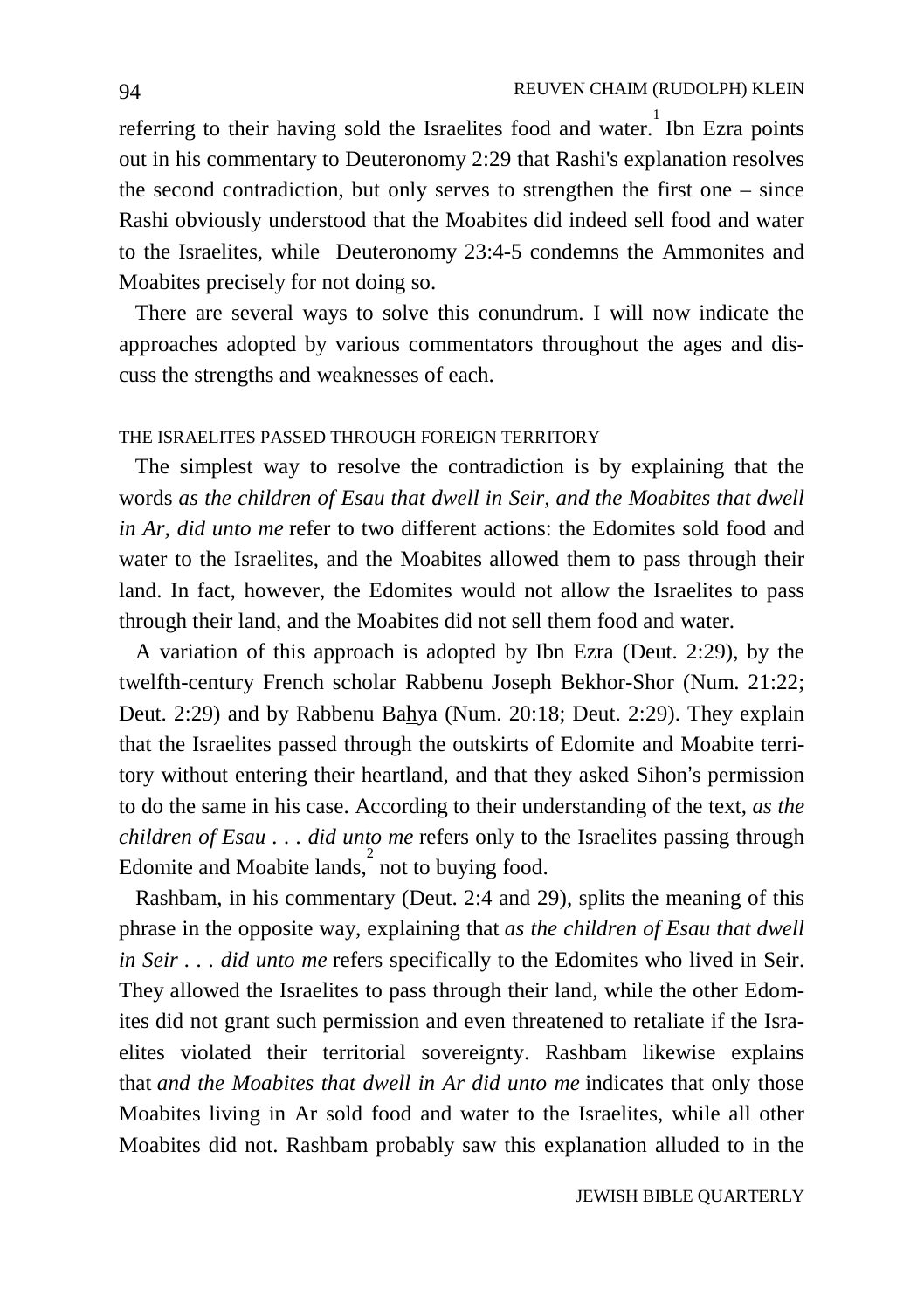referring to their having sold the Israelites food and water.[1] Ibn Ezra points out in his commentary to Deuteronomy 2:29 that Rashi's explanation resolves the second contradiction, but only serves to strengthen the first one – since Rashi obviously understood that the Moabites did indeed sell food and water to the Israelites, while Deuteronomy 23:4-5 condemns the Ammonites and Moabites precisely for not doing so.

There are several ways to solve this conundrum. I will now indicate the approaches adopted by various commentators throughout the ages and discuss the strengths and weaknesses of each.

## THE ISRAELITES PASSED THROUGH FOREIGN TERRITORY

The simplest way to resolve the contradiction is by explaining that the words *as the children of Esau that dwell in Seir, and the Moabites that dwell in Ar, did unto me* refer to two different actions: the Edomites sold food and water to the Israelites, and the Moabites allowed them to pass through their land. In fact, however, the Edomites would not allow the Israelites to pass through their land, and the Moabites did not sell them food and water.

A variation of this approach is adopted by Ibn Ezra (Deut. 2:29), by the twelfth-century French scholar Rabbenu Joseph Bekhor-Shor (Num. 21:22; Deut. 2:29) and by Rabbenu Ba<u>h</u>ya (Num. 20:18; Deut. 2:29). They explain that the Israelites passed through the outskirts of Edomite and Moabite territory without entering their heartland, and that they asked Sihon's permission to do the same in his case. According to their understanding of the text, *as the children of Esau . . . did unto me* refers only to the Israelites passing through Edomite and Moabite lands,[2] not to buying food.

Rashbam, in his commentary (Deut. 2:4 and 29), splits the meaning of this phrase in the opposite way, explaining that *as the children of Esau that dwell in Seir . . . did unto me* refers specifically to the Edomites who lived in Seir. They allowed the Israelites to pass through their land, while the other Edomites did not grant such permission and even threatened to retaliate if the Israelites violated their territorial sovereignty. Rashbam likewise explains that *and the Moabites that dwell in Ar did unto me* indicates that only those Moabites living in Ar sold food and water to the Israelites, while all other Moabites did not. Rashbam probably saw this explanation alluded to in the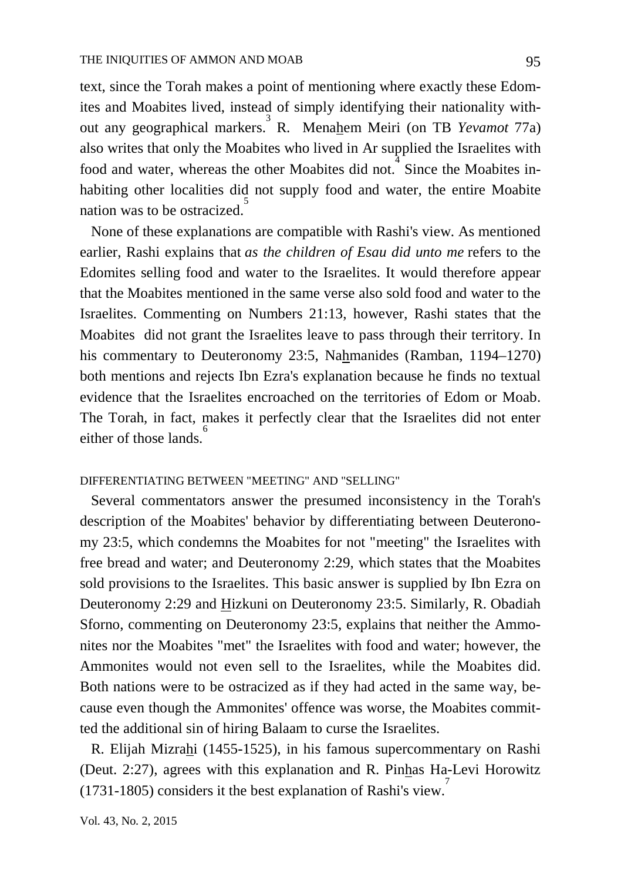text, since the Torah makes a point of mentioning where exactly these Edomites and Moabites lived, instead of simply identifying their nationality without any geographical markers.[3] R. Mena<u>h</u>em Meiri (on TB *Yevamot* 77a) also writes that only the Moabites who lived in Ar supplied the Israelites with food and water, whereas the other Moabites did not.[4] Since the Moabites inhabiting other localities did not supply food and water, the entire Moabite nation was to be ostracized.[5]

None of these explanations are compatible with Rashi's view. As mentioned earlier, Rashi explains that *as the children of Esau did unto me* refers to the Edomites selling food and water to the Israelites. It would therefore appear that the Moabites mentioned in the same verse also sold food and water to the Israelites. Commenting on Numbers 21:13, however, Rashi states that the Moabites did not grant the Israelites leave to pass through their territory. In his commentary to Deuteronomy 23:5, Na<u>h</u>manides (Ramban, 1194–1270) both mentions and rejects Ibn Ezra's explanation because he finds no textual evidence that the Israelites encroached on the territories of Edom or Moab. The Torah, in fact, makes it perfectly clear that the Israelites did not enter either of those lands.[6]

## DIFFERENTIATING BETWEEN "MEETING" AND "SELLING"

Several commentators answer the presumed inconsistency in the Torah's description of the Moabites' behavior by differentiating between Deuteronomy 23:5, which condemns the Moabites for not "meeting" the Israelites with free bread and water; and Deuteronomy 2:29, which states that the Moabites sold provisions to the Israelites. This basic answer is supplied by Ibn Ezra on Deuteronomy 2:29 and <u>H</u>izkuni on Deuteronomy 23:5. Similarly, R. Obadiah Sforno, commenting on Deuteronomy 23:5, explains that neither the Ammonites nor the Moabites "met" the Israelites with food and water; however, the Ammonites would not even sell to the Israelites, while the Moabites did. Both nations were to be ostracized as if they had acted in the same way, because even though the Ammonites' offence was worse, the Moabites committed the additional sin of hiring Balaam to curse the Israelites.

R. Elijah Mizra<u>h</u>i (1455-1525), in his famous supercommentary on Rashi (Deut. 2:27), agrees with this explanation and R. Pin<u>h</u>as Ha-Levi Horowitz (1731-1805) considers it the best explanation of Rashi's view.[7]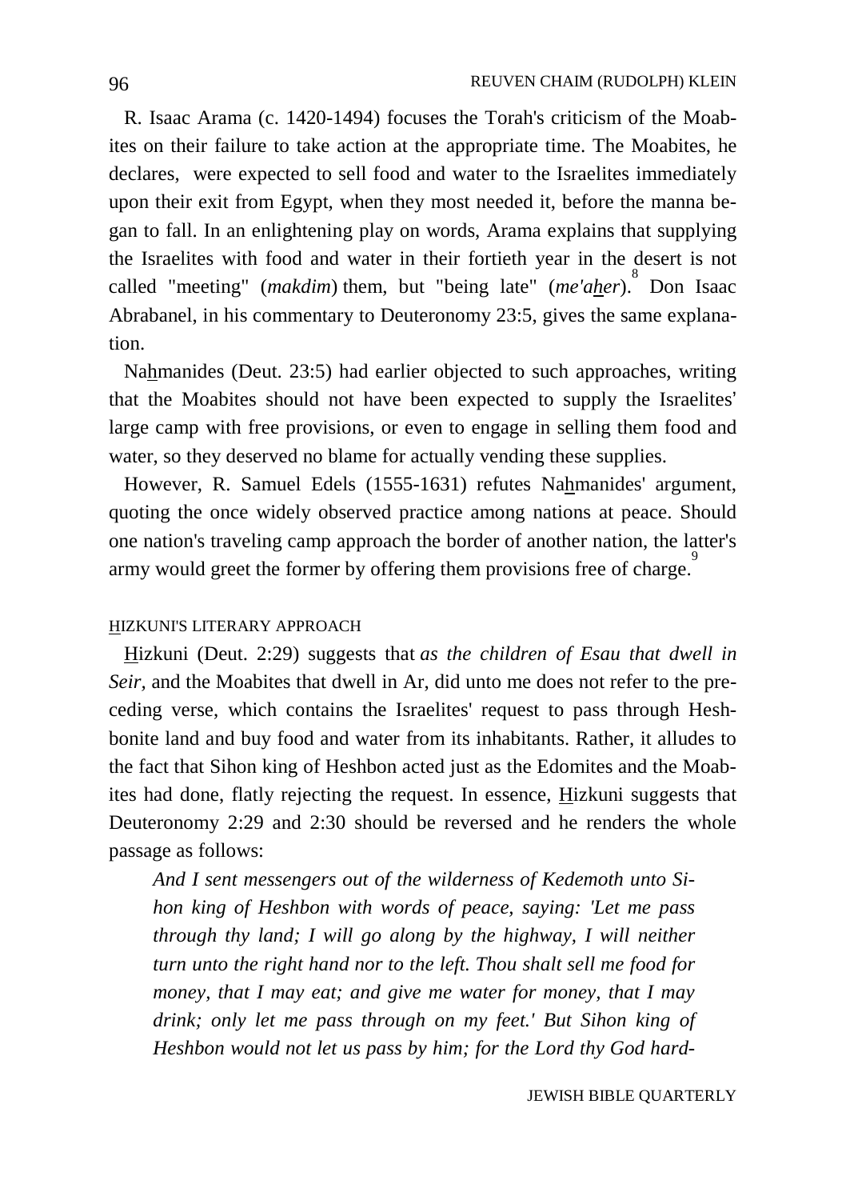R. Isaac Arama (c. 1420-1494) focuses the Torah's criticism of the Moabites on their failure to take action at the appropriate time. The Moabites, he declares, were expected to sell food and water to the Israelites immediately upon their exit from Egypt, when they most needed it, before the manna began to fall. In an enlightening play on words, Arama explains that supplying the Israelites with food and water in their fortieth year in the desert is not called "meeting" (*makdim*) them, but "being late" (*me'a<u>h</u>er*).[8] Don Isaac Abrabanel, in his commentary to Deuteronomy 23:5, gives the same explanation.

Na<u>h</u>manides (Deut. 23:5) had earlier objected to such approaches, writing that the Moabites should not have been expected to supply the Israelites' large camp with free provisions, or even to engage in selling them food and water, so they deserved no blame for actually vending these supplies.

However, R. Samuel Edels (1555-1631) refutes Na<u>h</u>manides' argument, quoting the once widely observed practice among nations at peace. Should one nation's traveling camp approach the border of another nation, the latter's army would greet the former by offering them provisions free of charge.[9]

## <u>H</u>IZKUNI'S LITERARY APPROACH

<u>H</u>izkuni (Deut. 2:29) suggests that *as the children of Esau that dwell in Seir*, and the Moabites that dwell in Ar, did unto me does not refer to the preceding verse, which contains the Israelites' request to pass through Heshbonite land and buy food and water from its inhabitants. Rather, it alludes to the fact that Sihon king of Heshbon acted just as the Edomites and the Moabites had done, flatly rejecting the request. In essence, <u>H</u>izkuni suggests that Deuteronomy 2:29 and 2:30 should be reversed and he renders the whole passage as follows:

> *And I sent messengers out of the wilderness of Kedemoth unto Sihon king of Heshbon with words of peace, saying: 'Let me pass through thy land; I will go along by the highway, I will neither turn unto the right hand nor to the left. Thou shalt sell me food for money, that I may eat; and give me water for money, that I may drink; only let me pass through on my feet.' But Sihon king of Heshbon would not let us pass by him; for the Lord thy God hard-*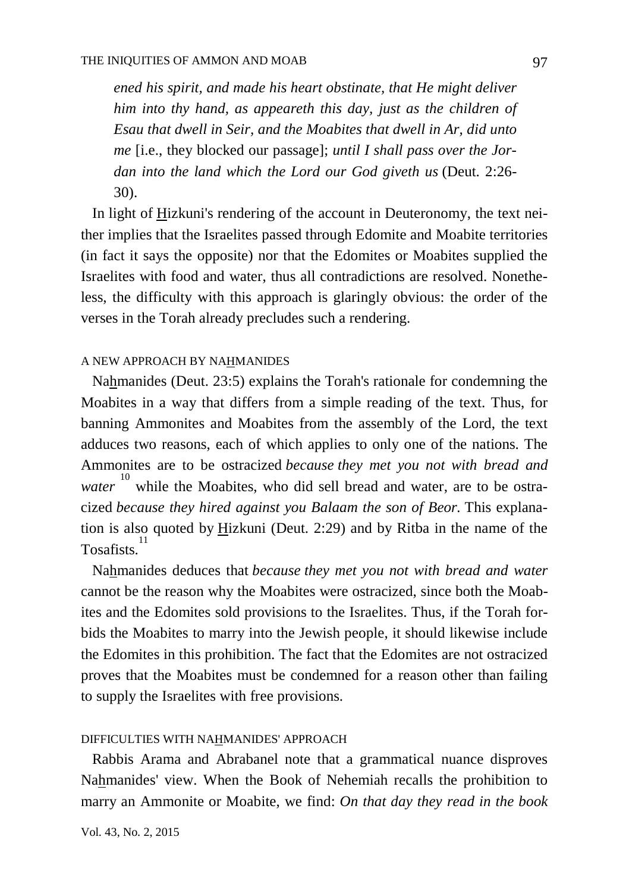*ened his spirit, and made his heart obstinate, that He might deliver him into thy hand, as appeareth this day, just as the children of Esau that dwell in Seir, and the Moabites that dwell in Ar, did unto me* [i.e., they blocked our passage]; *until I shall pass over the Jordan into the land which the Lord our God giveth us* (Deut. 2:26-30).

In light of Hizkuni's rendering of the account in Deuteronomy, the text neither implies that the Israelites passed through Edomite and Moabite territories (in fact it says the opposite) nor that the Edomites or Moabites supplied the Israelites with food and water, thus all contradictions are resolved. Nonetheless, the difficulty with this approach is glaringly obvious: the order of the verses in the Torah already precludes such a rendering.

### A NEW APPROACH BY NAHMANIDES

Nahmanides (Deut. 23:5) explains the Torah's rationale for condemning the Moabites in a way that differs from a simple reading of the text. Thus, for banning Ammonites and Moabites from the assembly of the Lord, the text adduces two reasons, each of which applies to only one of the nations. The Ammonites are to be ostracized *because they met you not with bread and water*[10] while the Moabites, who did sell bread and water, are to be ostracized *because they hired against you Balaam the son of Beor*. This explanation is also quoted by Hizkuni (Deut. 2:29) and by Ritba in the name of the Tosafists.[11]

Nahmanides deduces that *because they met you not with bread and water* cannot be the reason why the Moabites were ostracized, since both the Moabites and the Edomites sold provisions to the Israelites. Thus, if the Torah forbids the Moabites to marry into the Jewish people, it should likewise include the Edomites in this prohibition. The fact that the Edomites are not ostracized proves that the Moabites must be condemned for a reason other than failing to supply the Israelites with free provisions.

### DIFFICULTIES WITH NAHMANIDES' APPROACH

Rabbis Arama and Abrabanel note that a grammatical nuance disproves Nahmanides' view. When the Book of Nehemiah recalls the prohibition to marry an Ammonite or Moabite, we find: *On that day they read in the book*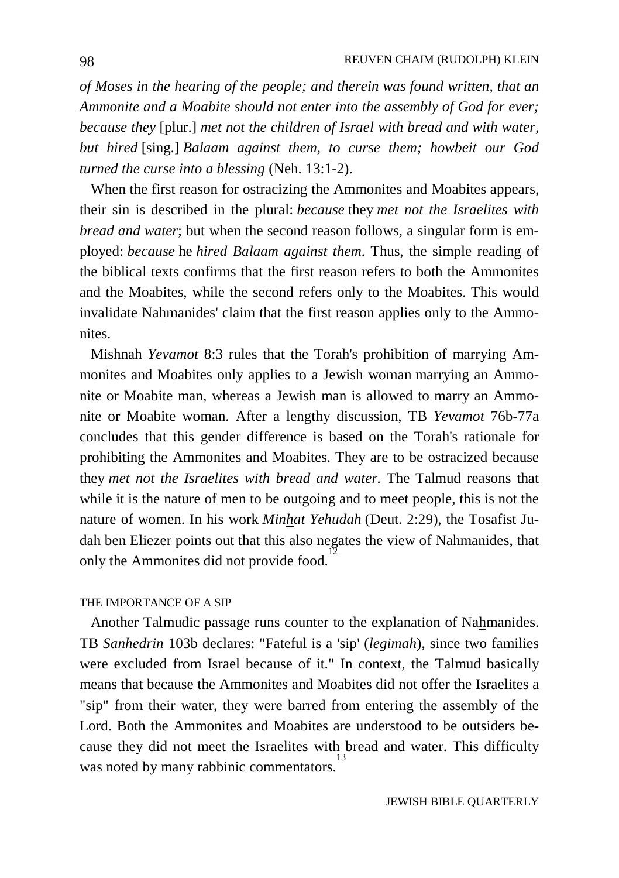*of Moses in the hearing of the people; and therein was found written, that an Ammonite and a Moabite should not enter into the assembly of God for ever; because they* [plur.] *met not the children of Israel with bread and with water, but hired* [sing.] *Balaam against them, to curse them; howbeit our God turned the curse into a blessing* (Neh. 13:1-2).

When the first reason for ostracizing the Ammonites and Moabites appears, their sin is described in the plural: *because* they *met not the Israelites with bread and water*; but when the second reason follows, a singular form is employed: *because* he *hired Balaam against them*. Thus, the simple reading of the biblical texts confirms that the first reason refers to both the Ammonites and the Moabites, while the second refers only to the Moabites. This would invalidate Nahmanides' claim that the first reason applies only to the Ammonites.

Mishnah *Yevamot* 8:3 rules that the Torah's prohibition of marrying Ammonites and Moabites only applies to a Jewish woman marrying an Ammonite or Moabite man, whereas a Jewish man is allowed to marry an Ammonite or Moabite woman. After a lengthy discussion, TB *Yevamot* 76b-77a concludes that this gender difference is based on the Torah's rationale for prohibiting the Ammonites and Moabites. They are to be ostracized because they *met not the Israelites with bread and water.* The Talmud reasons that while it is the nature of men to be outgoing and to meet people, this is not the nature of women. In his work *Minhat Yehudah* (Deut. 2:29), the Tosafist Judah ben Eliezer points out that this also negates the view of Nahmanides, that only the Ammonites did not provide food.[12]

## THE IMPORTANCE OF A SIP

Another Talmudic passage runs counter to the explanation of Nahmanides. TB *Sanhedrin* 103b declares: "Fateful is a 'sip' (*legimah*), since two families were excluded from Israel because of it." In context, the Talmud basically means that because the Ammonites and Moabites did not offer the Israelites a "sip" from their water, they were barred from entering the assembly of the Lord. Both the Ammonites and Moabites are understood to be outsiders because they did not meet the Israelites with bread and water. This difficulty was noted by many rabbinic commentators.[13]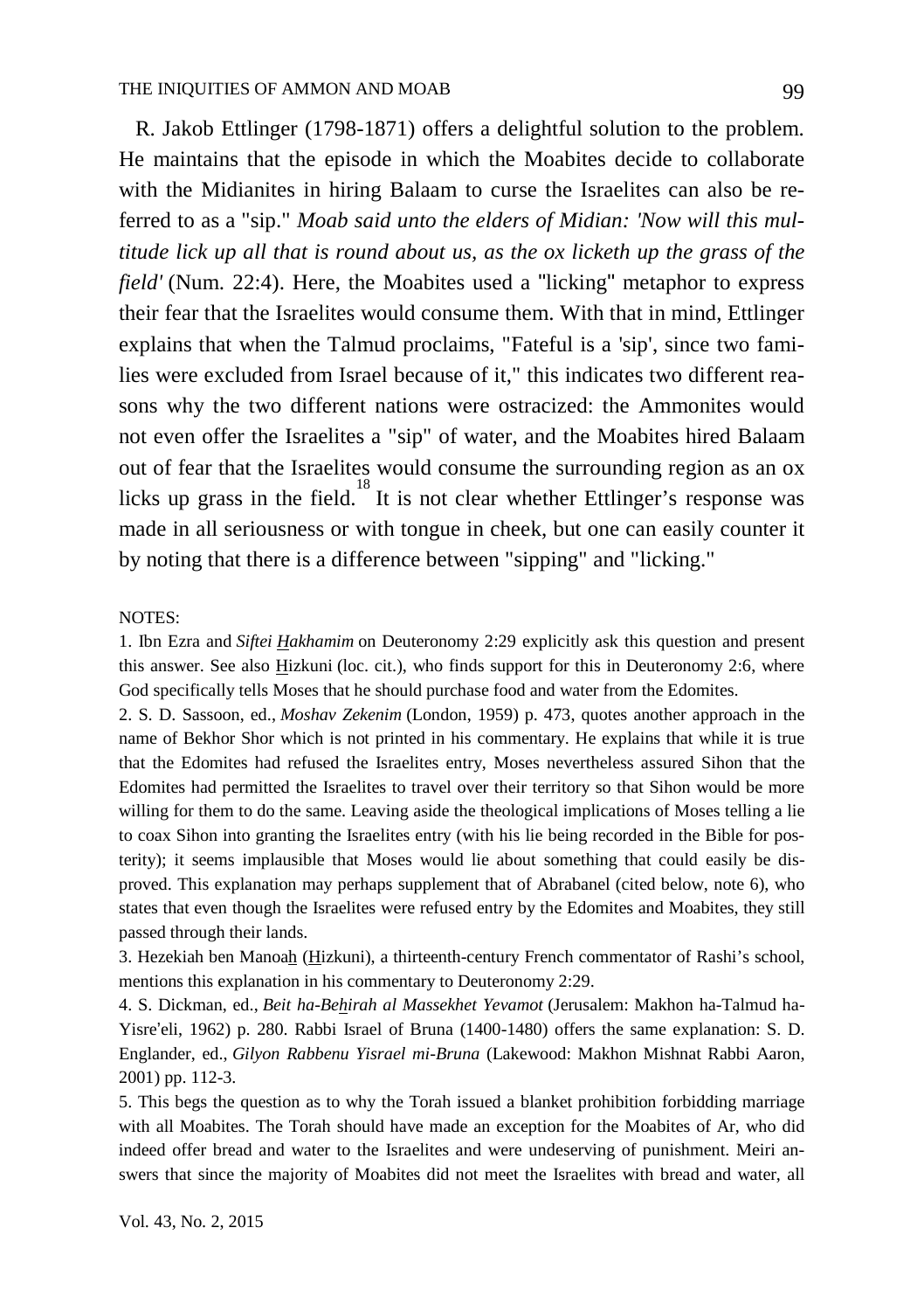R. Jakob Ettlinger (1798-1871) offers a delightful solution to the problem. He maintains that the episode in which the Moabites decide to collaborate with the Midianites in hiring Balaam to curse the Israelites can also be referred to as a "sip." *Moab said unto the elders of Midian: 'Now will this multitude lick up all that is round about us, as the ox licketh up the grass of the field'* (Num. 22:4). Here, the Moabites used a "licking" metaphor to express their fear that the Israelites would consume them. With that in mind, Ettlinger explains that when the Talmud proclaims, "Fateful is a 'sip', since two families were excluded from Israel because of it," this indicates two different reasons why the two different nations were ostracized: the Ammonites would not even offer the Israelites a "sip" of water, and the Moabites hired Balaam out of fear that the Israelites would consume the surrounding region as an ox licks up grass in the field.[18] It is not clear whether Ettlinger's response was made in all seriousness or with tongue in cheek, but one can easily counter it by noting that there is a difference between "sipping" and "licking."

NOTES:

1. Ibn Ezra and *Siftei Hakhamim* on Deuteronomy 2:29 explicitly ask this question and present this answer. See also Hizkuni (loc. cit.), who finds support for this in Deuteronomy 2:6, where God specifically tells Moses that he should purchase food and water from the Edomites.

2. S. D. Sassoon, ed., *Moshav Zekenim* (London, 1959) p. 473, quotes another approach in the name of Bekhor Shor which is not printed in his commentary. He explains that while it is true that the Edomites had refused the Israelites entry, Moses nevertheless assured Sihon that the Edomites had permitted the Israelites to travel over their territory so that Sihon would be more willing for them to do the same. Leaving aside the theological implications of Moses telling a lie to coax Sihon into granting the Israelites entry (with his lie being recorded in the Bible for posterity); it seems implausible that Moses would lie about something that could easily be disproved. This explanation may perhaps supplement that of Abrabanel (cited below, note 6), who states that even though the Israelites were refused entry by the Edomites and Moabites, they still passed through their lands.

3. Hezekiah ben Manoah (Hizkuni), a thirteenth-century French commentator of Rashi's school, mentions this explanation in his commentary to Deuteronomy 2:29.

4. S. Dickman, ed., *Beit ha-Behirah al Massekhet Yevamot* (Jerusalem: Makhon ha-Talmud ha-Yisre'eli, 1962) p. 280. Rabbi Israel of Bruna (1400-1480) offers the same explanation: S. D. Englander, ed., *Gilyon Rabbenu Yisrael mi-Bruna* (Lakewood: Makhon Mishnat Rabbi Aaron, 2001) pp. 112-3.

5. This begs the question as to why the Torah issued a blanket prohibition forbidding marriage with all Moabites. The Torah should have made an exception for the Moabites of Ar, who did indeed offer bread and water to the Israelites and were undeserving of punishment. Meiri answers that since the majority of Moabites did not meet the Israelites with bread and water, all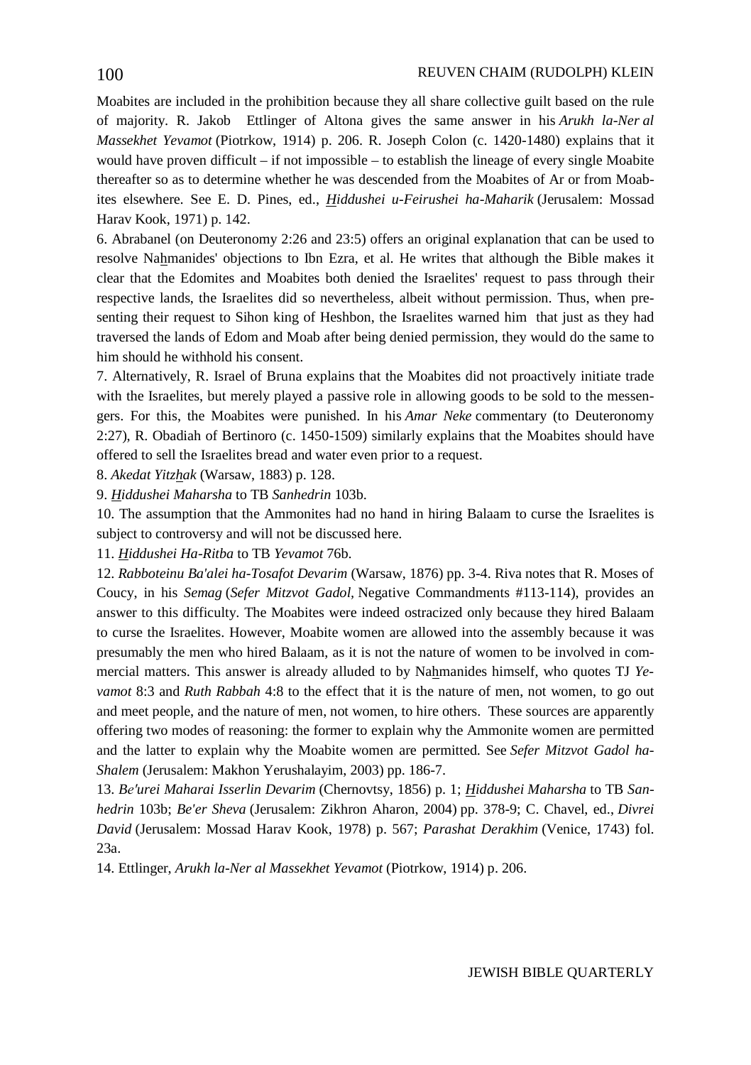Moabites are included in the prohibition because they all share collective guilt based on the rule of majority. R. Jakob Ettlinger of Altona gives the same answer in his *Arukh la-Ner al Massekhet Yevamot* (Piotrkow, 1914) p. 206. R. Joseph Colon (c. 1420-1480) explains that it would have proven difficult – if not impossible – to establish the lineage of every single Moabite thereafter so as to determine whether he was descended from the Moabites of Ar or from Moabites elsewhere. See E. D. Pines, ed., *Hiddushei u-Feirushei ha-Maharik* (Jerusalem: Mossad Harav Kook, 1971) p. 142.

6. Abrabanel (on Deuteronomy 2:26 and 23:5) offers an original explanation that can be used to resolve Nahmanides' objections to Ibn Ezra, et al. He writes that although the Bible makes it clear that the Edomites and Moabites both denied the Israelites' request to pass through their respective lands, the Israelites did so nevertheless, albeit without permission. Thus, when presenting their request to Sihon king of Heshbon, the Israelites warned him that just as they had traversed the lands of Edom and Moab after being denied permission, they would do the same to him should he withhold his consent.

7. Alternatively, R. Israel of Bruna explains that the Moabites did not proactively initiate trade with the Israelites, but merely played a passive role in allowing goods to be sold to the messengers. For this, the Moabites were punished. In his *Amar Neke* commentary (to Deuteronomy 2:27), R. Obadiah of Bertinoro (c. 1450-1509) similarly explains that the Moabites should have offered to sell the Israelites bread and water even prior to a request.

8. *Akedat Yitzhak* (Warsaw, 1883) p. 128.

9. *Hiddushei Maharsha* to TB *Sanhedrin* 103b.

10. The assumption that the Ammonites had no hand in hiring Balaam to curse the Israelites is subject to controversy and will not be discussed here.

11. *Hiddushei Ha-Ritba* to TB *Yevamot* 76b.

12. *Rabboteinu Ba'alei ha-Tosafot Devarim* (Warsaw, 1876) pp. 3-4. Riva notes that R. Moses of Coucy, in his *Semag* (*Sefer Mitzvot Gadol*, Negative Commandments #113-114), provides an answer to this difficulty. The Moabites were indeed ostracized only because they hired Balaam to curse the Israelites. However, Moabite women are allowed into the assembly because it was presumably the men who hired Balaam, as it is not the nature of women to be involved in commercial matters. This answer is already alluded to by Nahmanides himself, who quotes TJ *Yevamot* 8:3 and *Ruth Rabbah* 4:8 to the effect that it is the nature of men, not women, to go out and meet people, and the nature of men, not women, to hire others. These sources are apparently offering two modes of reasoning: the former to explain why the Ammonite women are permitted and the latter to explain why the Moabite women are permitted. See *Sefer Mitzvot Gadol ha-Shalem* (Jerusalem: Makhon Yerushalayim, 2003) pp. 186-7.

13. *Be'urei Maharai Isserlin Devarim* (Chernovtsy, 1856) p. 1; *Hiddushei Maharsha* to TB *Sanhedrin* 103b; *Be'er Sheva* (Jerusalem: Zikhron Aharon, 2004) pp. 378-9; C. Chavel, ed., *Divrei David* (Jerusalem: Mossad Harav Kook, 1978) p. 567; *Parashat Derakhim* (Venice, 1743) fol. 23a.

14. Ettlinger, *Arukh la-Ner al Massekhet Yevamot* (Piotrkow, 1914) p. 206.